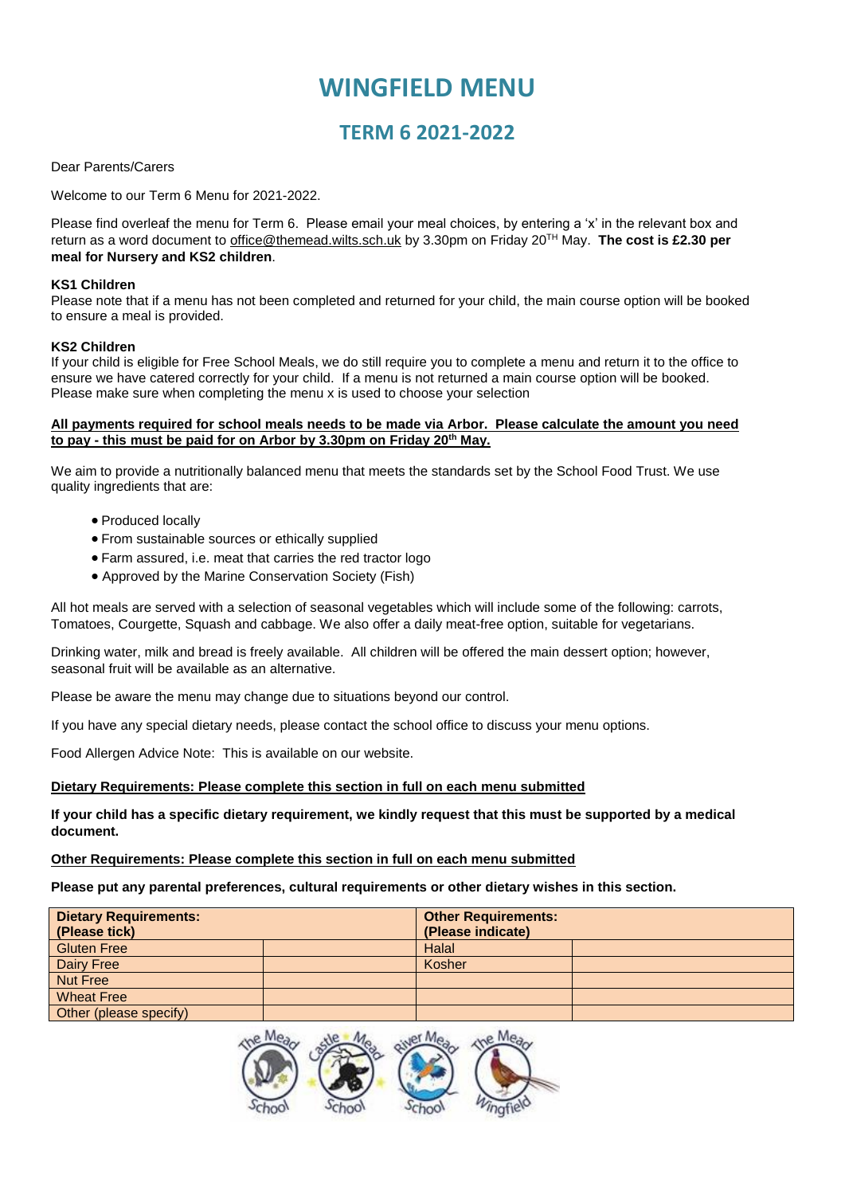# WINGFIELD MENU

## TERM 6 2021-2022

Dear Parents/Carers

Welcome to our Term 6 Menu for 2021-2022.

Please find overleaf the menu for Term 6. Please email your meal choices, by entering a 'x' in the relevant box and return as a word document to office@themead.wilts.sch.uk by 3.30pm on Friday 20TH May. **The cost is £2.30 per meal for Nursery and KS2 children**.

**KS1 Children**
Please note that if a menu has not been completed and returned for your child, the main course option will be booked to ensure a meal is provided.

**KS2 Children**
If your child is eligible for Free School Meals, we do still require you to complete a menu and return it to the office to ensure we have catered correctly for your child. If a menu is not returned a main course option will be booked. Please make sure when completing the menu x is used to choose your selection

**All payments required for school meals needs to be made via Arbor. Please calculate the amount you need to pay - this must be paid for on Arbor by 3.30pm on Friday 20th May.**

We aim to provide a nutritionally balanced menu that meets the standards set by the School Food Trust. We use quality ingredients that are:

- Produced locally
- From sustainable sources or ethically supplied
- Farm assured, i.e. meat that carries the red tractor logo
- Approved by the Marine Conservation Society (Fish)

All hot meals are served with a selection of seasonal vegetables which will include some of the following: carrots, Tomatoes, Courgette, Squash and cabbage. We also offer a daily meat-free option, suitable for vegetarians.

Drinking water, milk and bread is freely available. All children will be offered the main dessert option; however, seasonal fruit will be available as an alternative.

Please be aware the menu may change due to situations beyond our control.

If you have any special dietary needs, please contact the school office to discuss your menu options.

Food Allergen Advice Note: This is available on our website.

**Dietary Requirements: Please complete this section in full on each menu submitted**

**If your child has a specific dietary requirement, we kindly request that this must be supported by a medical document.**

**Other Requirements: Please complete this section in full on each menu submitted**

**Please put any parental preferences, cultural requirements or other dietary wishes in this section.**

| **Dietary Requirements: (Please tick)** | | **Other Requirements: (Please indicate)** | |
|---|---|---|---|
| Gluten Free | | Halal | |
| Dairy Free | | Kosher | |
| Nut Free | | | |
| Wheat Free | | | |
| Other (please specify) | | | |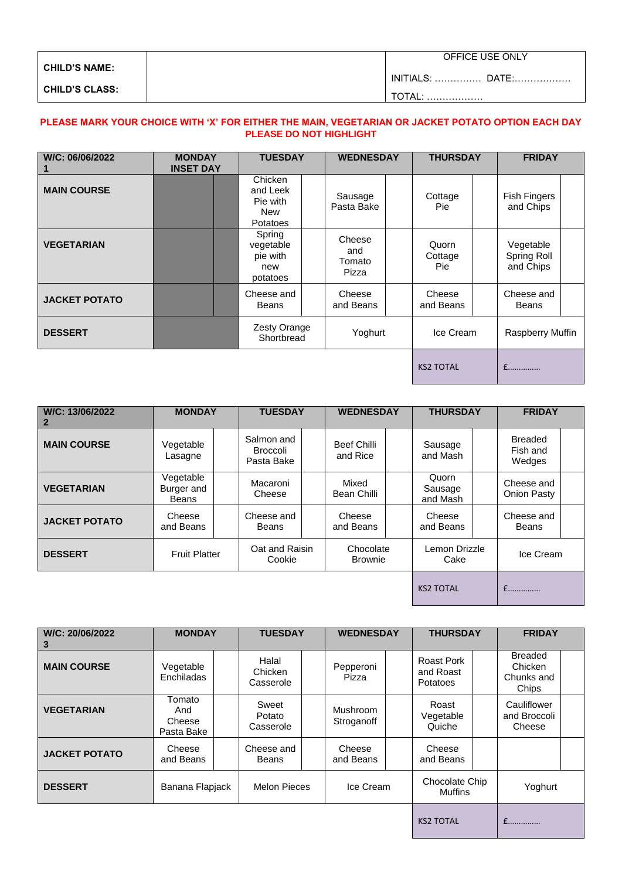| CHILD'S NAME: | | OFFICE USE ONLY |
|---|---|---|
| CHILD'S CLASS: | | INITIALS: …………… DATE:……………… |
| | | TOTAL: ……………… |

**PLEASE MARK YOUR CHOICE WITH 'X' FOR EITHER THE MAIN, VEGETARIAN OR JACKET POTATO OPTION EACH DAY**
**PLEASE DO NOT HIGHLIGHT**

| W/C: 06/06/2022 1 | MONDAY INSET DAY | | TUESDAY | | WEDNESDAY | | THURSDAY | | FRIDAY | |
|---|---|---|---|---|---|---|---|---|---|---|
| **MAIN COURSE** | | | Chicken and Leek Pie with New Potatoes | | Sausage Pasta Bake | | Cottage Pie | | Fish Fingers and Chips | |
| **VEGETARIAN** | | | Spring vegetable pie with new potatoes | | Cheese and Tomato Pizza | | Quorn Cottage Pie | | Vegetable Spring Roll and Chips | |
| **JACKET POTATO** | | | Cheese and Beans | | Cheese and Beans | | Cheese and Beans | | Cheese and Beans | |
| **DESSERT** | | | Zesty Orange Shortbread | | Yoghurt | | Ice Cream | | Raspberry Muffin | |
| | | | | | | | KS2 TOTAL | | £…………… | |

| W/C: 13/06/2022 2 | MONDAY | | TUESDAY | | WEDNESDAY | | THURSDAY | | FRIDAY | |
|---|---|---|---|---|---|---|---|---|---|---|
| **MAIN COURSE** | Vegetable Lasagne | | Salmon and Broccoli Pasta Bake | | Beef Chilli and Rice | | Sausage and Mash | | Breaded Fish and Wedges | |
| **VEGETARIAN** | Vegetable Burger and Beans | | Macaroni Cheese | | Mixed Bean Chilli | | Quorn Sausage and Mash | | Cheese and Onion Pasty | |
| **JACKET POTATO** | Cheese and Beans | | Cheese and Beans | | Cheese and Beans | | Cheese and Beans | | Cheese and Beans | |
| **DESSERT** | Fruit Platter | | Oat and Raisin Cookie | | Chocolate Brownie | | Lemon Drizzle Cake | | Ice Cream | |
| | | | | | | | KS2 TOTAL | | £…………… | |

| W/C: 20/06/2022 3 | MONDAY | | TUESDAY | | WEDNESDAY | | THURSDAY | | FRIDAY | |
|---|---|---|---|---|---|---|---|---|---|---|
| **MAIN COURSE** | Vegetable Enchiladas | | Halal Chicken Casserole | | Pepperoni Pizza | | Roast Pork and Roast Potatoes | | Breaded Chicken Chunks and Chips | |
| **VEGETARIAN** | Tomato And Cheese Pasta Bake | | Sweet Potato Casserole | | Mushroom Stroganoff | | Roast Vegetable Quiche | | Cauliflower and Broccoli Cheese | |
| **JACKET POTATO** | Cheese and Beans | | Cheese and Beans | | Cheese and Beans | | Cheese and Beans | | | |
| **DESSERT** | Banana Flapjack | | Melon Pieces | | Ice Cream | | Chocolate Chip Muffins | | Yoghurt | |
| | | | | | | | KS2 TOTAL | | £…………… | |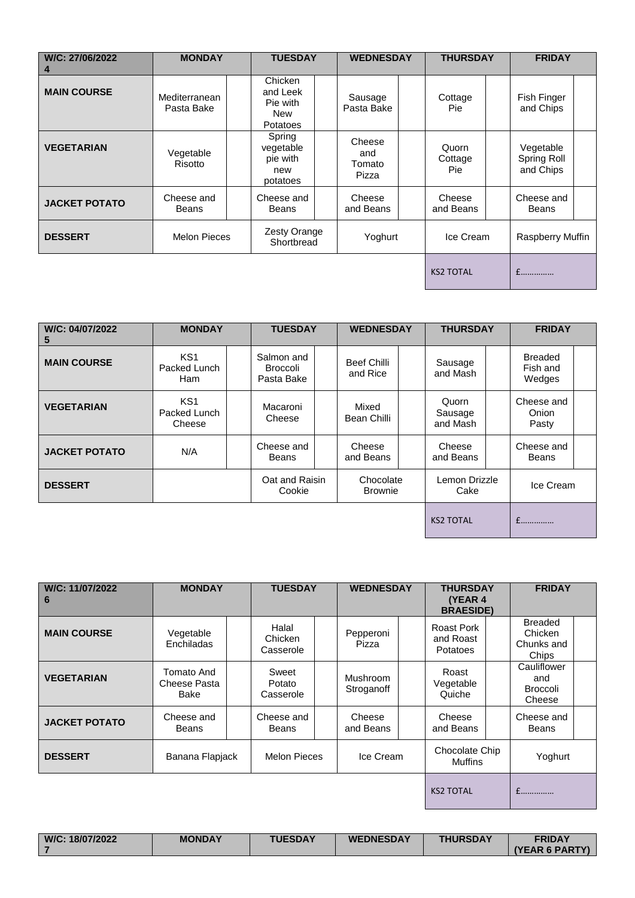| W/C: 27/06/2022 4 | MONDAY | TUESDAY | WEDNESDAY | THURSDAY | FRIDAY |
|---|---|---|---|---|---|
| **MAIN COURSE** | Mediterranean Pasta Bake | Chicken and Leek Pie with New Potatoes | Sausage Pasta Bake | Cottage Pie | Fish Finger and Chips |
| **VEGETARIAN** | Vegetable Risotto | Spring vegetable pie with new potatoes | Cheese and Tomato Pizza | Quorn Cottage Pie | Vegetable Spring Roll and Chips |
| **JACKET POTATO** | Cheese and Beans | Cheese and Beans | Cheese and Beans | Cheese and Beans | Cheese and Beans |
| **DESSERT** | Melon Pieces | Zesty Orange Shortbread | Yoghurt | Ice Cream | Raspberry Muffin |
| | | | | KS2 TOTAL | £…………… |

| W/C: 04/07/2022 5 | MONDAY | TUESDAY | WEDNESDAY | THURSDAY | FRIDAY |
|---|---|---|---|---|---|
| **MAIN COURSE** | KS1 Packed Lunch Ham | Salmon and Broccoli Pasta Bake | Beef Chilli and Rice | Sausage and Mash | Breaded Fish and Wedges |
| **VEGETARIAN** | KS1 Packed Lunch Cheese | Macaroni Cheese | Mixed Bean Chilli | Quorn Sausage and Mash | Cheese and Onion Pasty |
| **JACKET POTATO** | N/A | Cheese and Beans | Cheese and Beans | Cheese and Beans | Cheese and Beans |
| **DESSERT** | | Oat and Raisin Cookie | Chocolate Brownie | Lemon Drizzle Cake | Ice Cream |
| | | | | KS2 TOTAL | £…………… |

| W/C: 11/07/2022 6 | MONDAY | TUESDAY | WEDNESDAY | THURSDAY (YEAR 4 BRAESIDE) | FRIDAY |
|---|---|---|---|---|---|
| **MAIN COURSE** | Vegetable Enchiladas | Halal Chicken Casserole | Pepperoni Pizza | Roast Pork and Roast Potatoes | Breaded Chicken Chunks and Chips |
| **VEGETARIAN** | Tomato And Cheese Pasta Bake | Sweet Potato Casserole | Mushroom Stroganoff | Roast Vegetable Quiche | Cauliflower and Broccoli Cheese |
| **JACKET POTATO** | Cheese and Beans | Cheese and Beans | Cheese and Beans | Cheese and Beans | Cheese and Beans |
| **DESSERT** | Banana Flapjack | Melon Pieces | Ice Cream | Chocolate Chip Muffins | Yoghurt |
| | | | | KS2 TOTAL | £…………… |

| W/C: 18/07/2022 7 | MONDAY | TUESDAY | WEDNESDAY | THURSDAY | FRIDAY (YEAR 6 PARTY) |
|---|---|---|---|---|---|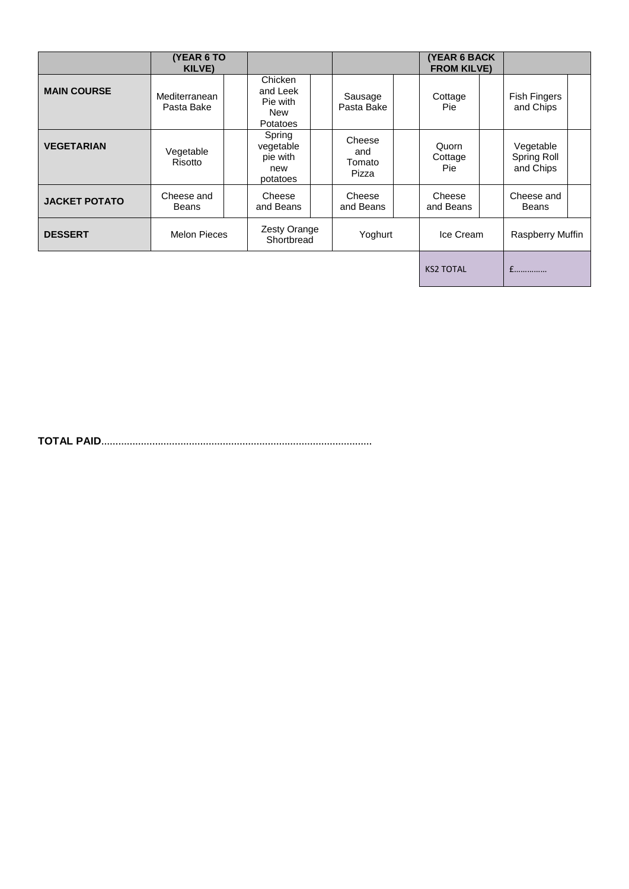| | (YEAR 6 TO KILVE) | | | | | | (YEAR 6 BACK FROM KILVE) | | | |
|---|---|---|---|---|---|---|---|---|---|---|
| **MAIN COURSE** | Mediterranean Pasta Bake | | Chicken and Leek Pie with New Potatoes | | Sausage Pasta Bake | | Cottage Pie | | Fish Fingers and Chips | |
| **VEGETARIAN** | Vegetable Risotto | | Spring vegetable pie with new potatoes | | Cheese and Tomato Pizza | | Quorn Cottage Pie | | Vegetable Spring Roll and Chips | |
| **JACKET POTATO** | Cheese and Beans | | Cheese and Beans | | Cheese and Beans | | Cheese and Beans | | Cheese and Beans | |
| **DESSERT** | Melon Pieces | | Zesty Orange Shortbread | | Yoghurt | | Ice Cream | | Raspberry Muffin | |
| | | | | | | | KS2 TOTAL | | £………….. | |

**TOTAL PAID**……………………………………………………………………………………